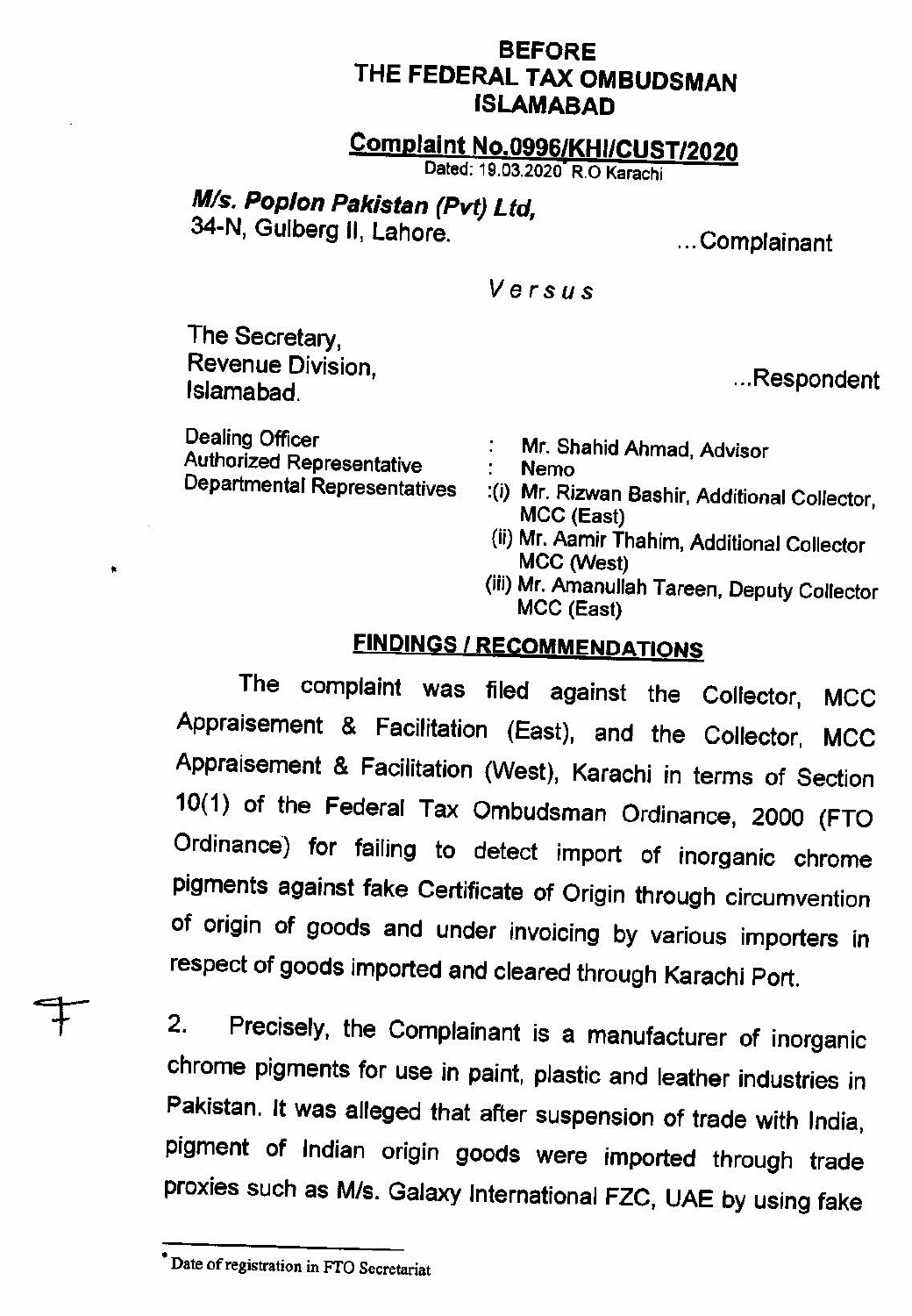# BEFORE
# THE FEDERAL TAX OMBUDSMAN
# ISLAMABAD

**Complaint No.0996/KHI/CUST/2020**
Dated: 19.03.2020* R.O Karachi

***M/s. Poplon Pakistan (Pvt) Ltd,***
34-N, Gulberg II, Lahore. ...Complainant

*Versus*

The Secretary,
Revenue Division,
Islamabad. ...Respondent

| | | |
|---|---|---|
| Dealing Officer | : | Mr. Shahid Ahmad, Advisor |
| Authorized Representative | : | Nemo |
| Departmental Representatives | : | (i) Mr. Rizwan Bashir, Additional Collector, MCC (East) |
| | | (ii) Mr. Aamir Thahim, Additional Collector MCC (West) |
| | | (iii) Mr. Amanullah Tareen, Deputy Collector MCC (East) |

## FINDINGS / RECOMMENDATIONS

The complaint was filed against the Collector, MCC Appraisement & Facilitation (East), and the Collector, MCC Appraisement & Facilitation (West), Karachi in terms of Section 10(1) of the Federal Tax Ombudsman Ordinance, 2000 (FTO Ordinance) for failing to detect import of inorganic chrome pigments against fake Certificate of Origin through circumvention of origin of goods and under invoicing by various importers in respect of goods imported and cleared through Karachi Port.

2. Precisely, the Complainant is a manufacturer of inorganic chrome pigments for use in paint, plastic and leather industries in Pakistan. It was alleged that after suspension of trade with India, pigment of Indian origin goods were imported through trade proxies such as M/s. Galaxy International FZC, UAE by using fake

* Date of registration in FTO Secretariat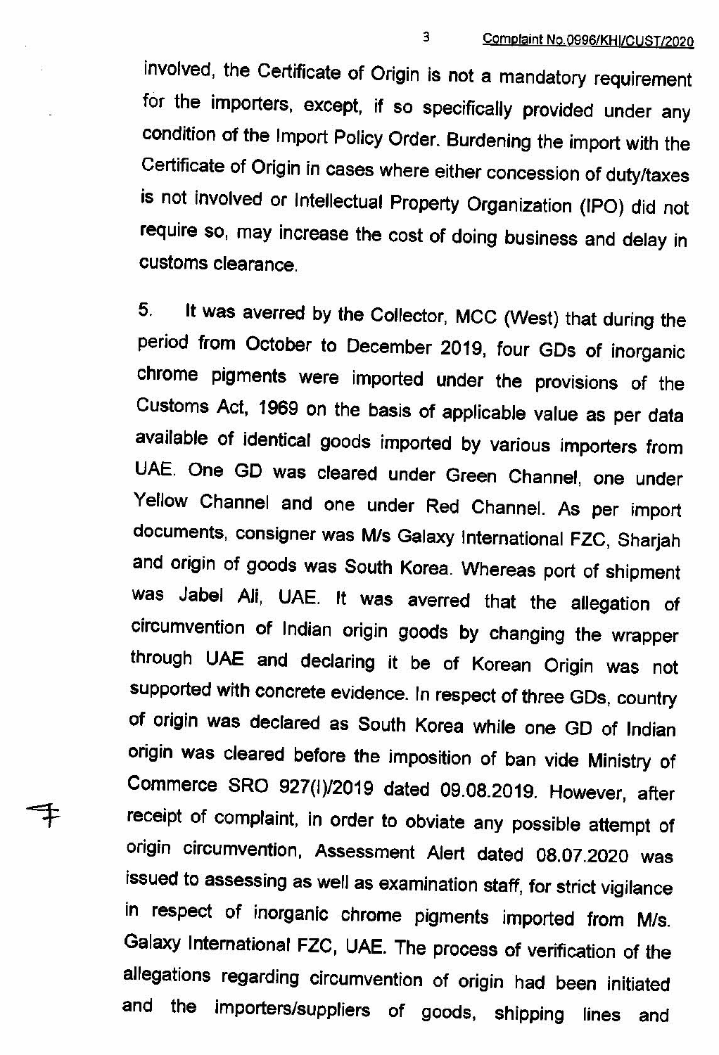involved, the Certificate of Origin is not a mandatory requirement for the importers, except, if so specifically provided under any condition of the Import Policy Order. Burdening the import with the Certificate of Origin in cases where either concession of duty/taxes is not involved or Intellectual Property Organization (IPO) did not require so, may increase the cost of doing business and delay in customs clearance.

5. It was averred by the Collector, MCC (West) that during the period from October to December 2019, four GDs of inorganic chrome pigments were imported under the provisions of the Customs Act, 1969 on the basis of applicable value as per data available of identical goods imported by various importers from UAE. One GD was cleared under Green Channel, one under Yellow Channel and one under Red Channel. As per import documents, consigner was M/s Galaxy International FZC, Sharjah and origin of goods was South Korea. Whereas port of shipment was Jabel Ali, UAE. It was averred that the allegation of circumvention of Indian origin goods by changing the wrapper through UAE and declaring it be of Korean Origin was not supported with concrete evidence. In respect of three GDs, country of origin was declared as South Korea while one GD of Indian origin was cleared before the imposition of ban vide Ministry of Commerce SRO 927(I)/2019 dated 09.08.2019. However, after receipt of complaint, in order to obviate any possible attempt of origin circumvention, Assessment Alert dated 08.07.2020 was issued to assessing as well as examination staff, for strict vigilance in respect of inorganic chrome pigments imported from M/s. Galaxy International FZC, UAE. The process of verification of the allegations regarding circumvention of origin had been initiated and the importers/suppliers of goods, shipping lines and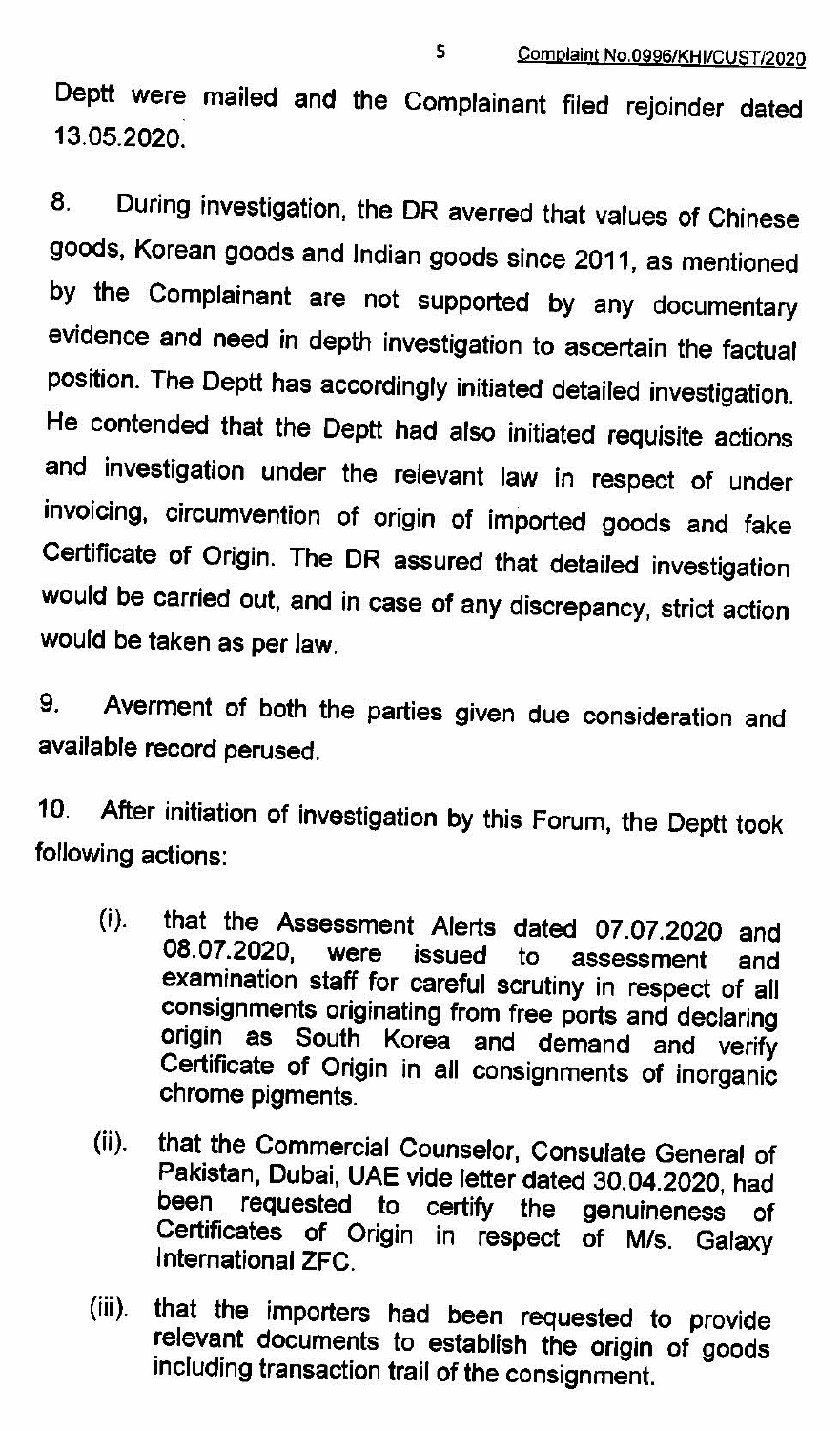Deptt were mailed and the Complainant filed rejoinder dated 13.05.2020.

8. During investigation, the DR averred that values of Chinese goods, Korean goods and Indian goods since 2011, as mentioned by the Complainant are not supported by any documentary evidence and need in depth investigation to ascertain the factual position. The Deptt has accordingly initiated detailed investigation. He contended that the Deptt had also initiated requisite actions and investigation under the relevant law in respect of under invoicing, circumvention of origin of imported goods and fake Certificate of Origin. The DR assured that detailed investigation would be carried out, and in case of any discrepancy, strict action would be taken as per law.

9. Averment of both the parties given due consideration and available record perused.

10. After initiation of investigation by this Forum, the Deptt took following actions:

(i). that the Assessment Alerts dated 07.07.2020 and 08.07.2020, were issued to assessment and examination staff for careful scrutiny in respect of all consignments originating from free ports and declaring origin as South Korea and demand and verify Certificate of Origin in all consignments of inorganic chrome pigments.

(ii). that the Commercial Counselor, Consulate General of Pakistan, Dubai, UAE vide letter dated 30.04.2020, had been requested to certify the genuineness of Certificates of Origin in respect of M/s. Galaxy International ZFC.

(iii). that the importers had been requested to provide relevant documents to establish the origin of goods including transaction trail of the consignment.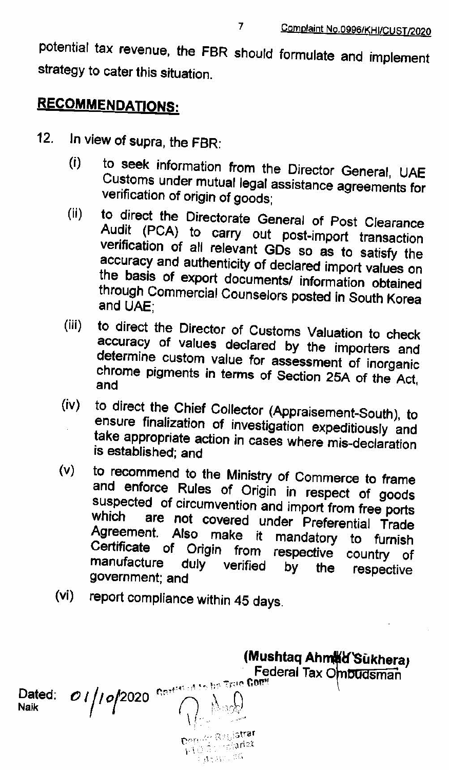potential tax revenue, the FBR should formulate and implement strategy to cater this situation.

## RECOMMENDATIONS:

12. In view of supra, the FBR:

    (i) to seek information from the Director General, UAE Customs under mutual legal assistance agreements for verification of origin of goods;

    (ii) to direct the Directorate General of Post Clearance Audit (PCA) to carry out post-import transaction verification of all relevant GDs so as to satisfy the accuracy and authenticity of declared import values on the basis of export documents/ information obtained through Commercial Counselors posted in South Korea and UAE;

    (iii) to direct the Director of Customs Valuation to check accuracy of values declared by the importers and determine custom value for assessment of inorganic chrome pigments in terms of Section 25A of the Act, and

    (iv) to direct the Chief Collector (Appraisement-South), to ensure finalization of investigation expeditiously and take appropriate action in cases where mis-declaration is established; and

    (v) to recommend to the Ministry of Commerce to frame and enforce Rules of Origin in respect of goods suspected of circumvention and import from free ports which are not covered under Preferential Trade Agreement. Also make it mandatory to furnish Certificate of Origin from respective country of manufacture duly verified by the respective government; and

    (vi) report compliance within 45 days.

**(Mushtaq Ahmad Sukhera)**
Federal Tax Ombudsman

Dated: 01/10/2020
Naik

Certified to be True Copy
Deputy Registrar
FTO Secretariat
Islamabad